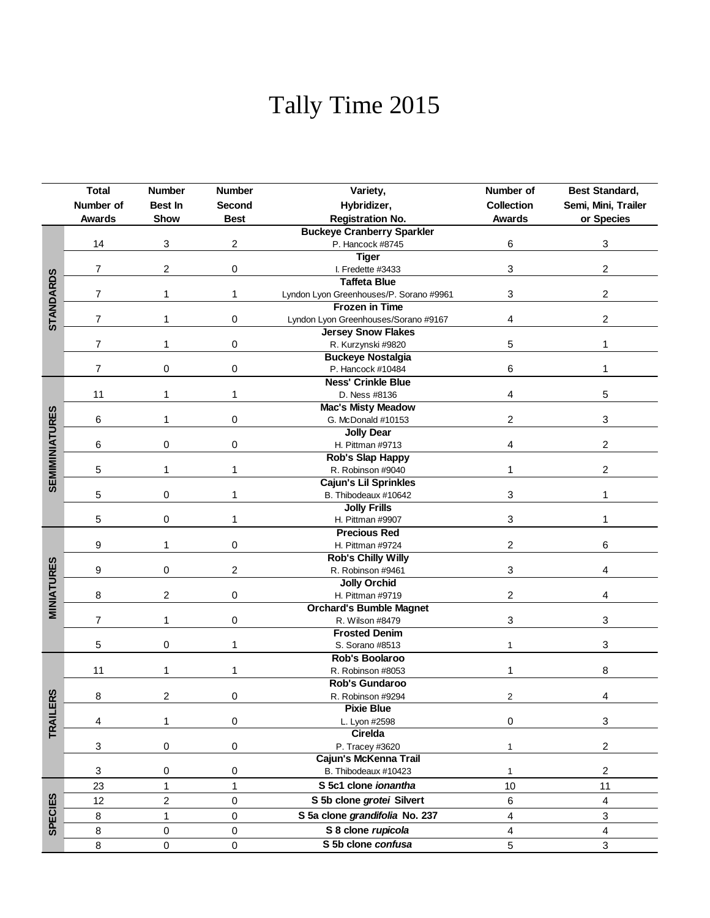# Tally Time 2015

| Category | Total Number of Awards | Number Best In Show | Number Second Best | Variety, Hybridizer, Registration No. | Number of Collection Awards | Best Standard, Semi, Mini, Trailer or Species |
|---|---|---|---|---|---|---|
| STANDARDS | 14 | 3 | 2 | **Buckeye Cranberry Sparkler** P. Hancock #8745 | 6 | 3 |
| | 7 | 2 | 0 | **Tiger** I. Fredette #3433 | 3 | 2 |
| | 7 | 1 | 1 | **Taffeta Blue** Lyndon Lyon Greenhouses/P. Sorano #9961 | 3 | 2 |
| | 7 | 1 | 0 | **Frozen in Time** Lyndon Lyon Greenhouses/Sorano #9167 | 4 | 2 |
| | 7 | 1 | 0 | **Jersey Snow Flakes** R. Kurzynski #9820 | 5 | 1 |
| | 7 | 0 | 0 | **Buckeye Nostalgia** P. Hancock #10484 | 6 | 1 |
| SEMIMINIATURES | 11 | 1 | 1 | **Ness' Crinkle Blue** D. Ness #8136 | 4 | 5 |
| | 6 | 1 | 0 | **Mac's Misty Meadow** G. McDonald #10153 | 2 | 3 |
| | 6 | 0 | 0 | **Jolly Dear** H. Pittman #9713 | 4 | 2 |
| | 5 | 1 | 1 | **Rob's Slap Happy** R. Robinson #9040 | 1 | 2 |
| | 5 | 0 | 1 | **Cajun's Lil Sprinkles** B. Thibodeaux #10642 | 3 | 1 |
| | 5 | 0 | 1 | **Jolly Frills** H. Pittman #9907 | 3 | 1 |
| MINIATURES | 9 | 1 | 0 | **Precious Red** H. Pittman #9724 | 2 | 6 |
| | 9 | 0 | 2 | **Rob's Chilly Willy** R. Robinson #9461 | 3 | 4 |
| | 8 | 2 | 0 | **Jolly Orchid** H. Pittman #9719 | 2 | 4 |
| | 7 | 1 | 0 | **Orchard's Bumble Magnet** R. Wilson #8479 | 3 | 3 |
| | 5 | 0 | 1 | **Frosted Denim** S. Sorano #8513 | 1 | 3 |
| TRAILERS | 11 | 1 | 1 | **Rob's Boolaroo** R. Robinson #8053 | 1 | 8 |
| | 8 | 2 | 0 | **Rob's Gundaroo** R. Robinson #9294 | 2 | 4 |
| | 4 | 1 | 0 | **Pixie Blue** L. Lyon #2598 | 0 | 3 |
| | 3 | 0 | 0 | **Cirelda** P. Tracey #3620 | 1 | 2 |
| | 3 | 0 | 0 | **Cajun's McKenna Trail** B. Thibodeaux #10423 | 1 | 2 |
| SPECIES | 23 | 1 | 1 | **S 5c1 clone *ionantha*** | 10 | 11 |
| | 12 | 2 | 0 | **S 5b clone *grotei* Silvert** | 6 | 4 |
| | 8 | 1 | 0 | **S 5a clone *grandifolia* No. 237** | 4 | 3 |
| | 8 | 0 | 0 | **S 8 clone *rupicola*** | 4 | 4 |
| | 8 | 0 | 0 | **S 5b clone *confusa*** | 5 | 3 |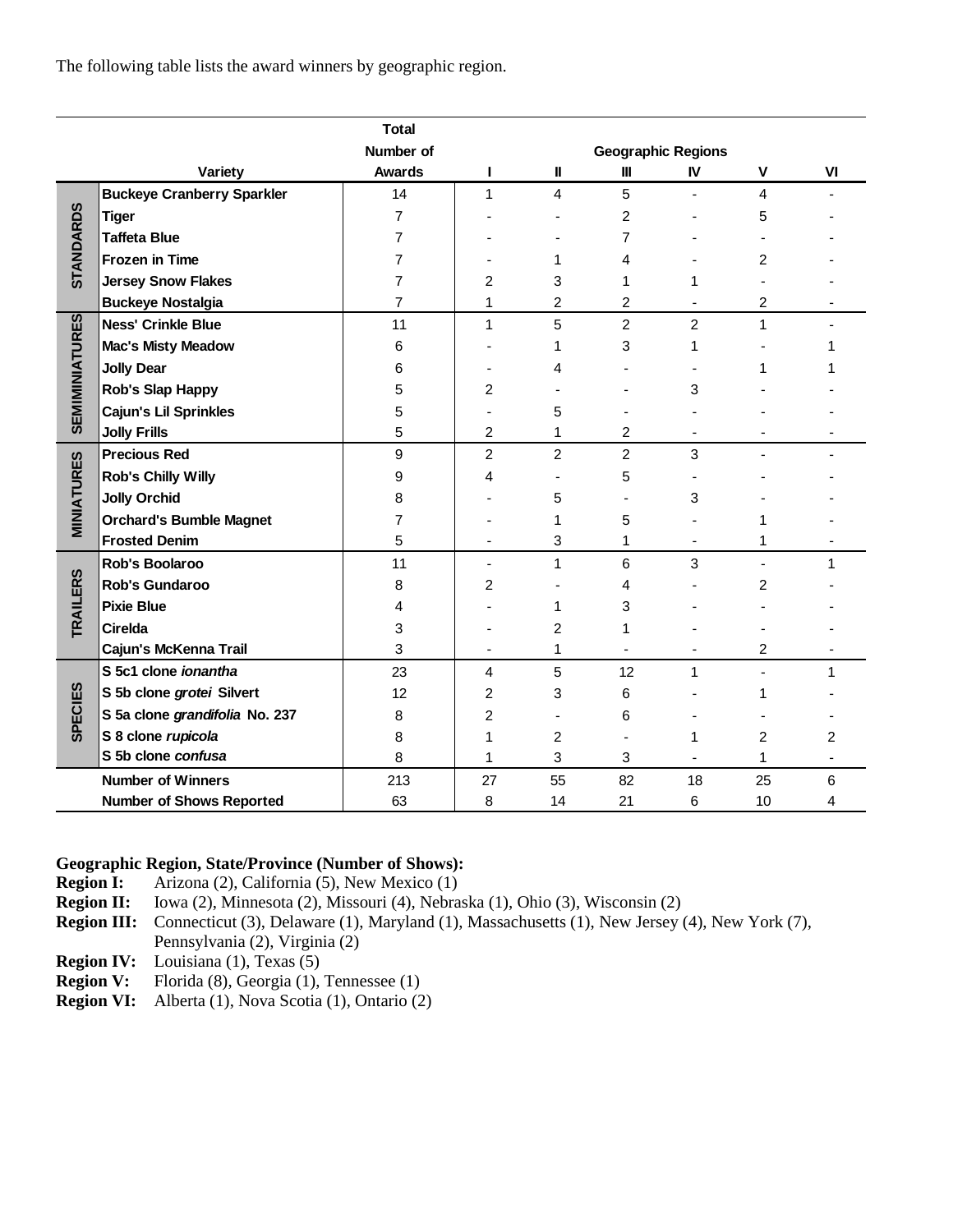The following table lists the award winners by geographic region.

| | Variety | Total Number of Awards | Geographic Regions I | II | III | IV | V | VI |
|---|---|---|---|---|---|---|---|---|
| STANDARDS | Buckeye Cranberry Sparkler | 14 | 1 | 4 | 5 | - | 4 | - |
| | Tiger | 7 | - | - | 2 | - | 5 | - |
| | Taffeta Blue | 7 | - | - | 7 | - | - | - |
| | Frozen in Time | 7 | - | 1 | 4 | - | 2 | - |
| | Jersey Snow Flakes | 7 | 2 | 3 | 1 | 1 | - | - |
| | Buckeye Nostalgia | 7 | 1 | 2 | 2 | - | 2 | - |
| SEMIMINIATURES | Ness' Crinkle Blue | 11 | 1 | 5 | 2 | 2 | 1 | - |
| | Mac's Misty Meadow | 6 | - | 1 | 3 | 1 | - | 1 |
| | Jolly Dear | 6 | - | 4 | - | - | 1 | 1 |
| | Rob's Slap Happy | 5 | 2 | - | - | 3 | - | - |
| | Cajun's Lil Sprinkles | 5 | - | 5 | - | - | - | - |
| | Jolly Frills | 5 | 2 | 1 | 2 | - | - | - |
| MINIATURES | Precious Red | 9 | 2 | 2 | 2 | 3 | - | - |
| | Rob's Chilly Willy | 9 | 4 | - | 5 | - | - | - |
| | Jolly Orchid | 8 | - | 5 | - | 3 | - | - |
| | Orchard's Bumble Magnet | 7 | - | 1 | 5 | - | 1 | - |
| | Frosted Denim | 5 | - | 3 | 1 | - | 1 | - |
| TRAILERS | Rob's Boolaroo | 11 | - | 1 | 6 | 3 | - | 1 |
| | Rob's Gundaroo | 8 | 2 | - | 4 | - | 2 | - |
| | Pixie Blue | 4 | - | 1 | 3 | - | - | - |
| | Cirelda | 3 | - | 2 | 1 | - | - | - |
| | Cajun's McKenna Trail | 3 | - | 1 | - | - | 2 | - |
| SPECIES | S 5c1 clone *ionantha* | 23 | 4 | 5 | 12 | 1 | - | 1 |
| | S 5b clone *grotei* Silvert | 12 | 2 | 3 | 6 | - | 1 | - |
| | S 5a clone *grandifolia* No. 237 | 8 | 2 | - | 6 | - | - | - |
| | S 8 clone *rupicola* | 8 | 1 | 2 | - | 1 | 2 | 2 |
| | S 5b clone *confusa* | 8 | 1 | 3 | 3 | - | 1 | - |
| | **Number of Winners** | 213 | 27 | 55 | 82 | 18 | 25 | 6 |
| | **Number of Shows Reported** | 63 | 8 | 14 | 21 | 6 | 10 | 4 |

**Geographic Region, State/Province (Number of Shows):**

**Region I:** Arizona (2), California (5), New Mexico (1)
**Region II:** Iowa (2), Minnesota (2), Missouri (4), Nebraska (1), Ohio (3), Wisconsin (2)
**Region III:** Connecticut (3), Delaware (1), Maryland (1), Massachusetts (1), New Jersey (4), New York (7), Pennsylvania (2), Virginia (2)
**Region IV:** Louisiana (1), Texas (5)
**Region V:** Florida (8), Georgia (1), Tennessee (1)
**Region VI:** Alberta (1), Nova Scotia (1), Ontario (2)